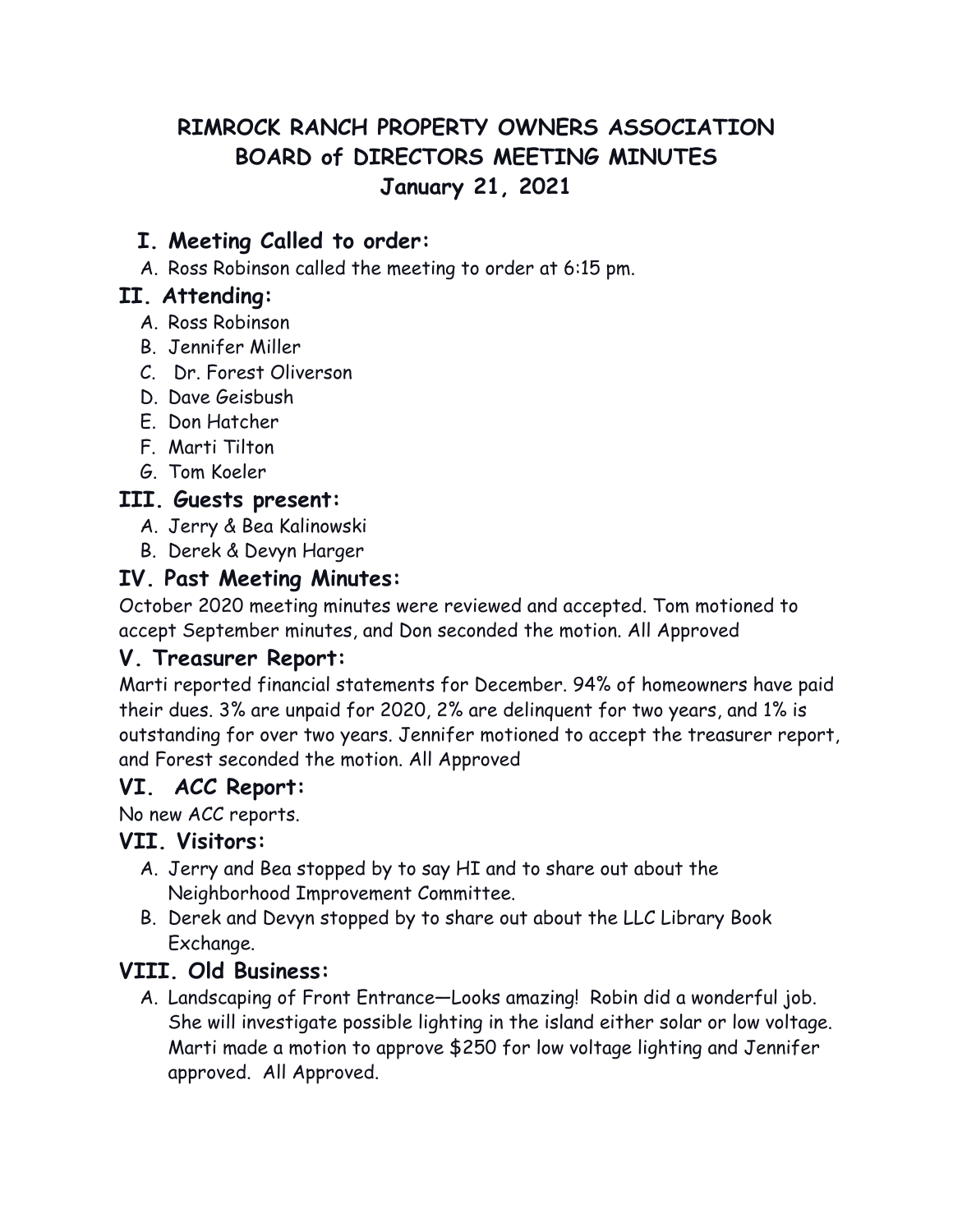# RIMROCK RANCH PROPERTY OWNERS ASSOCIATION
# BOARD of DIRECTORS MEETING MINUTES
# January 21, 2021

## I. Meeting Called to order:

A. Ross Robinson called the meeting to order at 6:15 pm.

## II. Attending:

A. Ross Robinson
B. Jennifer Miller
C. Dr. Forest Oliverson
D. Dave Geisbush
E. Don Hatcher
F. Marti Tilton
G. Tom Koeler

## III. Guests present:

A. Jerry & Bea Kalinowski
B. Derek & Devyn Harger

## IV. Past Meeting Minutes:

October 2020 meeting minutes were reviewed and accepted. Tom motioned to accept September minutes, and Don seconded the motion. All Approved

## V. Treasurer Report:

Marti reported financial statements for December. 94% of homeowners have paid their dues. 3% are unpaid for 2020, 2% are delinquent for two years, and 1% is outstanding for over two years. Jennifer motioned to accept the treasurer report, and Forest seconded the motion. All Approved

## VI. ACC Report:

No new ACC reports.

## VII. Visitors:

A. Jerry and Bea stopped by to say HI and to share out about the Neighborhood Improvement Committee.
B. Derek and Devyn stopped by to share out about the LLC Library Book Exchange.

## VIII. Old Business:

A. Landscaping of Front Entrance—Looks amazing! Robin did a wonderful job. She will investigate possible lighting in the island either solar or low voltage. Marti made a motion to approve $250 for low voltage lighting and Jennifer approved. All Approved.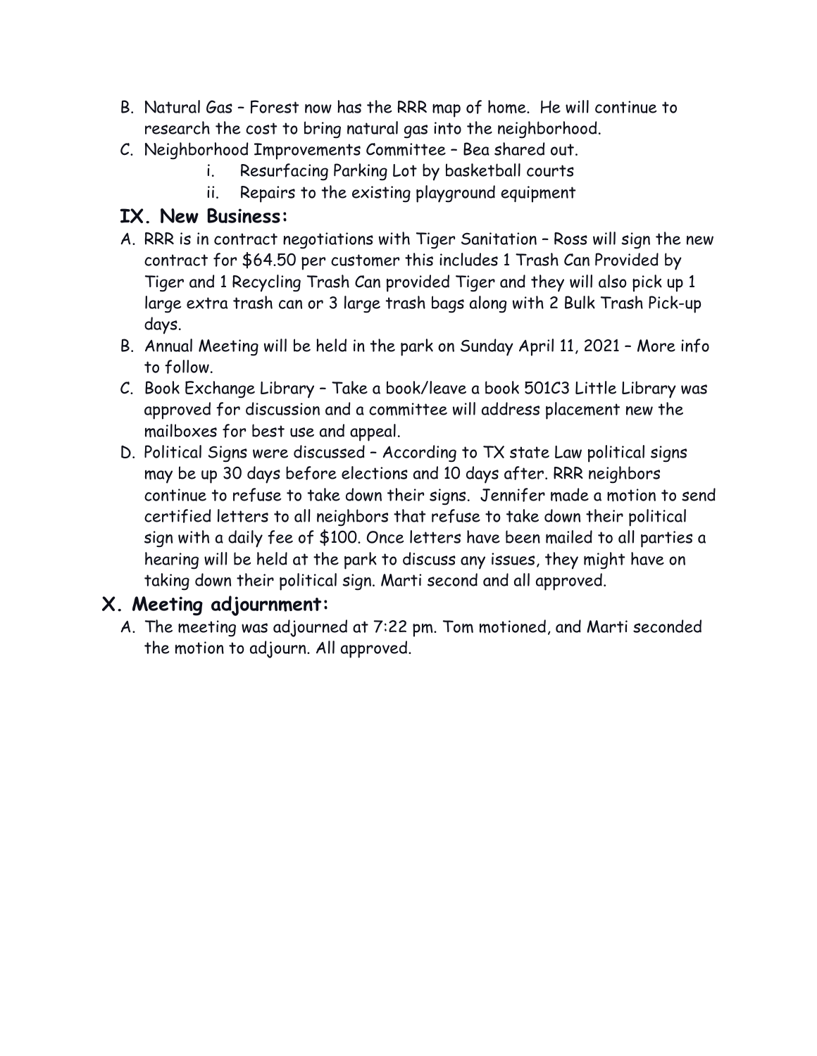B. Natural Gas – Forest now has the RRR map of home. He will continue to research the cost to bring natural gas into the neighborhood.

C. Neighborhood Improvements Committee – Bea shared out.

   i. Resurfacing Parking Lot by basketball courts

   ii. Repairs to the existing playground equipment

## IX. New Business:

A. RRR is in contract negotiations with Tiger Sanitation – Ross will sign the new contract for $64.50 per customer this includes 1 Trash Can Provided by Tiger and 1 Recycling Trash Can provided Tiger and they will also pick up 1 large extra trash can or 3 large trash bags along with 2 Bulk Trash Pick-up days.

B. Annual Meeting will be held in the park on Sunday April 11, 2021 – More info to follow.

C. Book Exchange Library – Take a book/leave a book 501C3 Little Library was approved for discussion and a committee will address placement new the mailboxes for best use and appeal.

D. Political Signs were discussed – According to TX state Law political signs may be up 30 days before elections and 10 days after. RRR neighbors continue to refuse to take down their signs. Jennifer made a motion to send certified letters to all neighbors that refuse to take down their political sign with a daily fee of $100. Once letters have been mailed to all parties a hearing will be held at the park to discuss any issues, they might have on taking down their political sign. Marti second and all approved.

## X. Meeting adjournment:

A. The meeting was adjourned at 7:22 pm. Tom motioned, and Marti seconded the motion to adjourn. All approved.